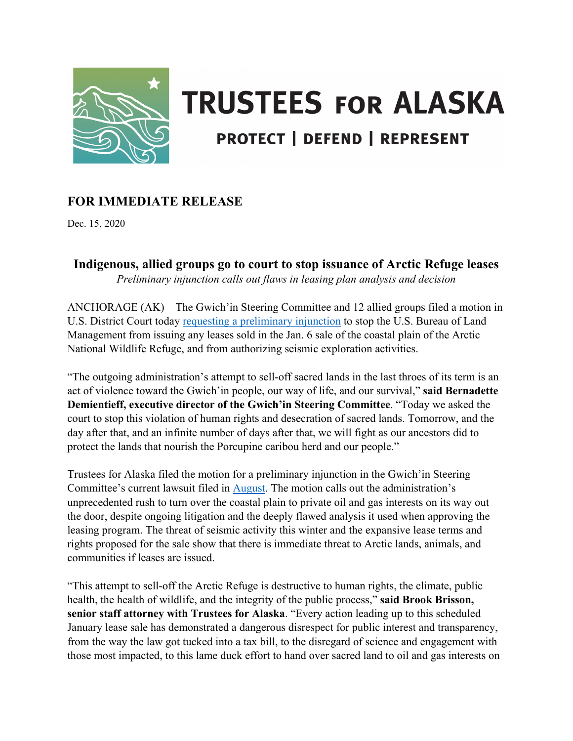# TRUSTEES FOR ALASKA

PROTECT | DEFEND | REPRESENT

## FOR IMMEDIATE RELEASE

Dec. 15, 2020

### Indigenous, allied groups go to court to stop issuance of Arctic Refuge leases

*Preliminary injunction calls out flaws in leasing plan analysis and decision*

ANCHORAGE (AK)—The Gwich'in Steering Committee and 12 allied groups filed a motion in U.S. District Court today requesting a preliminary injunction to stop the U.S. Bureau of Land Management from issuing any leases sold in the Jan. 6 sale of the coastal plain of the Arctic National Wildlife Refuge, and from authorizing seismic exploration activities.

"The outgoing administration's attempt to sell-off sacred lands in the last throes of its term is an act of violence toward the Gwich'in people, our way of life, and our survival," **said Bernadette Demientieff, executive director of the Gwich'in Steering Committee**. "Today we asked the court to stop this violation of human rights and desecration of sacred lands. Tomorrow, and the day after that, and an infinite number of days after that, we will fight as our ancestors did to protect the lands that nourish the Porcupine caribou herd and our people."

Trustees for Alaska filed the motion for a preliminary injunction in the Gwich'in Steering Committee's current lawsuit filed in August. The motion calls out the administration's unprecedented rush to turn over the coastal plain to private oil and gas interests on its way out the door, despite ongoing litigation and the deeply flawed analysis it used when approving the leasing program. The threat of seismic activity this winter and the expansive lease terms and rights proposed for the sale show that there is immediate threat to Arctic lands, animals, and communities if leases are issued.

"This attempt to sell-off the Arctic Refuge is destructive to human rights, the climate, public health, the health of wildlife, and the integrity of the public process," **said Brook Brisson, senior staff attorney with Trustees for Alaska**. "Every action leading up to this scheduled January lease sale has demonstrated a dangerous disrespect for public interest and transparency, from the way the law got tucked into a tax bill, to the disregard of science and engagement with those most impacted, to this lame duck effort to hand over sacred land to oil and gas interests on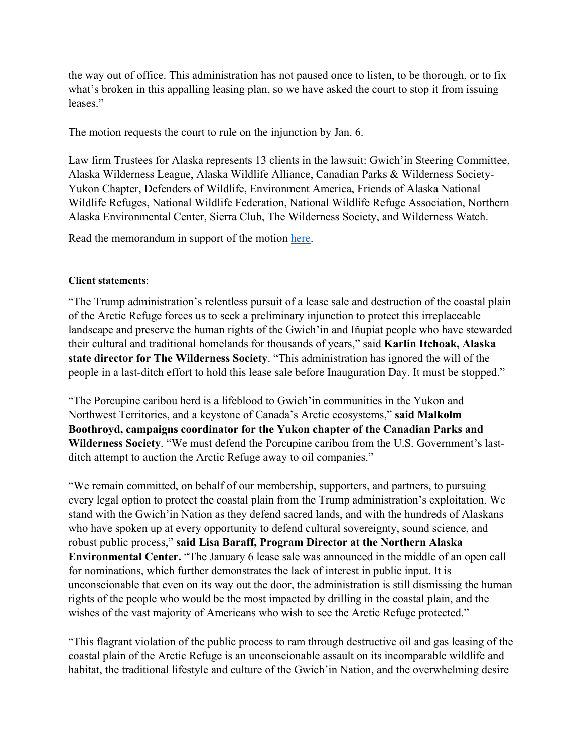the way out of office. This administration has not paused once to listen, to be thorough, or to fix what's broken in this appalling leasing plan, so we have asked the court to stop it from issuing leases."

The motion requests the court to rule on the injunction by Jan. 6.

Law firm Trustees for Alaska represents 13 clients in the lawsuit: Gwich'in Steering Committee, Alaska Wilderness League, Alaska Wildlife Alliance, Canadian Parks & Wilderness Society-Yukon Chapter, Defenders of Wildlife, Environment America, Friends of Alaska National Wildlife Refuges, National Wildlife Federation, National Wildlife Refuge Association, Northern Alaska Environmental Center, Sierra Club, The Wilderness Society, and Wilderness Watch.

Read the memorandum in support of the motion here.

**Client statements**:

"The Trump administration's relentless pursuit of a lease sale and destruction of the coastal plain of the Arctic Refuge forces us to seek a preliminary injunction to protect this irreplaceable landscape and preserve the human rights of the Gwich'in and Iñupiat people who have stewarded their cultural and traditional homelands for thousands of years," said **Karlin Itchoak, Alaska state director for The Wilderness Society**. "This administration has ignored the will of the people in a last-ditch effort to hold this lease sale before Inauguration Day. It must be stopped."

"The Porcupine caribou herd is a lifeblood to Gwich'in communities in the Yukon and Northwest Territories, and a keystone of Canada's Arctic ecosystems," **said Malkolm Boothroyd, campaigns coordinator for the Yukon chapter of the Canadian Parks and Wilderness Society**. "We must defend the Porcupine caribou from the U.S. Government's last-ditch attempt to auction the Arctic Refuge away to oil companies."

"We remain committed, on behalf of our membership, supporters, and partners, to pursuing every legal option to protect the coastal plain from the Trump administration's exploitation. We stand with the Gwich'in Nation as they defend sacred lands, and with the hundreds of Alaskans who have spoken up at every opportunity to defend cultural sovereignty, sound science, and robust public process," **said Lisa Baraff, Program Director at the Northern Alaska Environmental Center.** "The January 6 lease sale was announced in the middle of an open call for nominations, which further demonstrates the lack of interest in public input. It is unconscionable that even on its way out the door, the administration is still dismissing the human rights of the people who would be the most impacted by drilling in the coastal plain, and the wishes of the vast majority of Americans who wish to see the Arctic Refuge protected."

"This flagrant violation of the public process to ram through destructive oil and gas leasing of the coastal plain of the Arctic Refuge is an unconscionable assault on its incomparable wildlife and habitat, the traditional lifestyle and culture of the Gwich'in Nation, and the overwhelming desire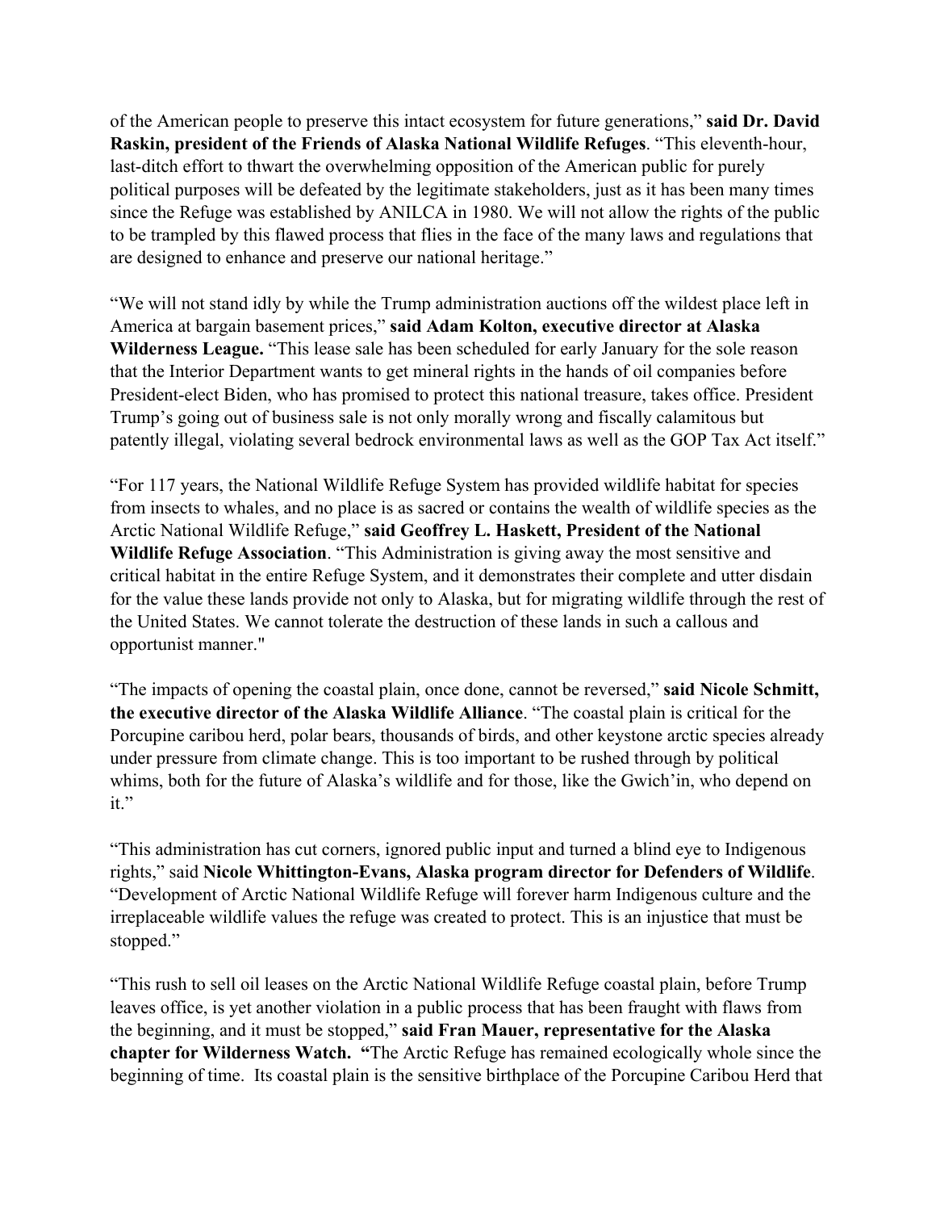of the American people to preserve this intact ecosystem for future generations," **said Dr. David Raskin, president of the Friends of Alaska National Wildlife Refuges**. "This eleventh-hour, last-ditch effort to thwart the overwhelming opposition of the American public for purely political purposes will be defeated by the legitimate stakeholders, just as it has been many times since the Refuge was established by ANILCA in 1980. We will not allow the rights of the public to be trampled by this flawed process that flies in the face of the many laws and regulations that are designed to enhance and preserve our national heritage."

"We will not stand idly by while the Trump administration auctions off the wildest place left in America at bargain basement prices," **said Adam Kolton, executive director at Alaska Wilderness League.** "This lease sale has been scheduled for early January for the sole reason that the Interior Department wants to get mineral rights in the hands of oil companies before President-elect Biden, who has promised to protect this national treasure, takes office. President Trump's going out of business sale is not only morally wrong and fiscally calamitous but patently illegal, violating several bedrock environmental laws as well as the GOP Tax Act itself."

"For 117 years, the National Wildlife Refuge System has provided wildlife habitat for species from insects to whales, and no place is as sacred or contains the wealth of wildlife species as the Arctic National Wildlife Refuge," **said Geoffrey L. Haskett, President of the National Wildlife Refuge Association**. "This Administration is giving away the most sensitive and critical habitat in the entire Refuge System, and it demonstrates their complete and utter disdain for the value these lands provide not only to Alaska, but for migrating wildlife through the rest of the United States. We cannot tolerate the destruction of these lands in such a callous and opportunist manner."

"The impacts of opening the coastal plain, once done, cannot be reversed," **said Nicole Schmitt, the executive director of the Alaska Wildlife Alliance**. "The coastal plain is critical for the Porcupine caribou herd, polar bears, thousands of birds, and other keystone arctic species already under pressure from climate change. This is too important to be rushed through by political whims, both for the future of Alaska's wildlife and for those, like the Gwich'in, who depend on it."

"This administration has cut corners, ignored public input and turned a blind eye to Indigenous rights," said **Nicole Whittington-Evans, Alaska program director for Defenders of Wildlife**. "Development of Arctic National Wildlife Refuge will forever harm Indigenous culture and the irreplaceable wildlife values the refuge was created to protect. This is an injustice that must be stopped."

"This rush to sell oil leases on the Arctic National Wildlife Refuge coastal plain, before Trump leaves office, is yet another violation in a public process that has been fraught with flaws from the beginning, and it must be stopped," **said Fran Mauer, representative for the Alaska chapter for Wilderness Watch.** "The Arctic Refuge has remained ecologically whole since the beginning of time. Its coastal plain is the sensitive birthplace of the Porcupine Caribou Herd that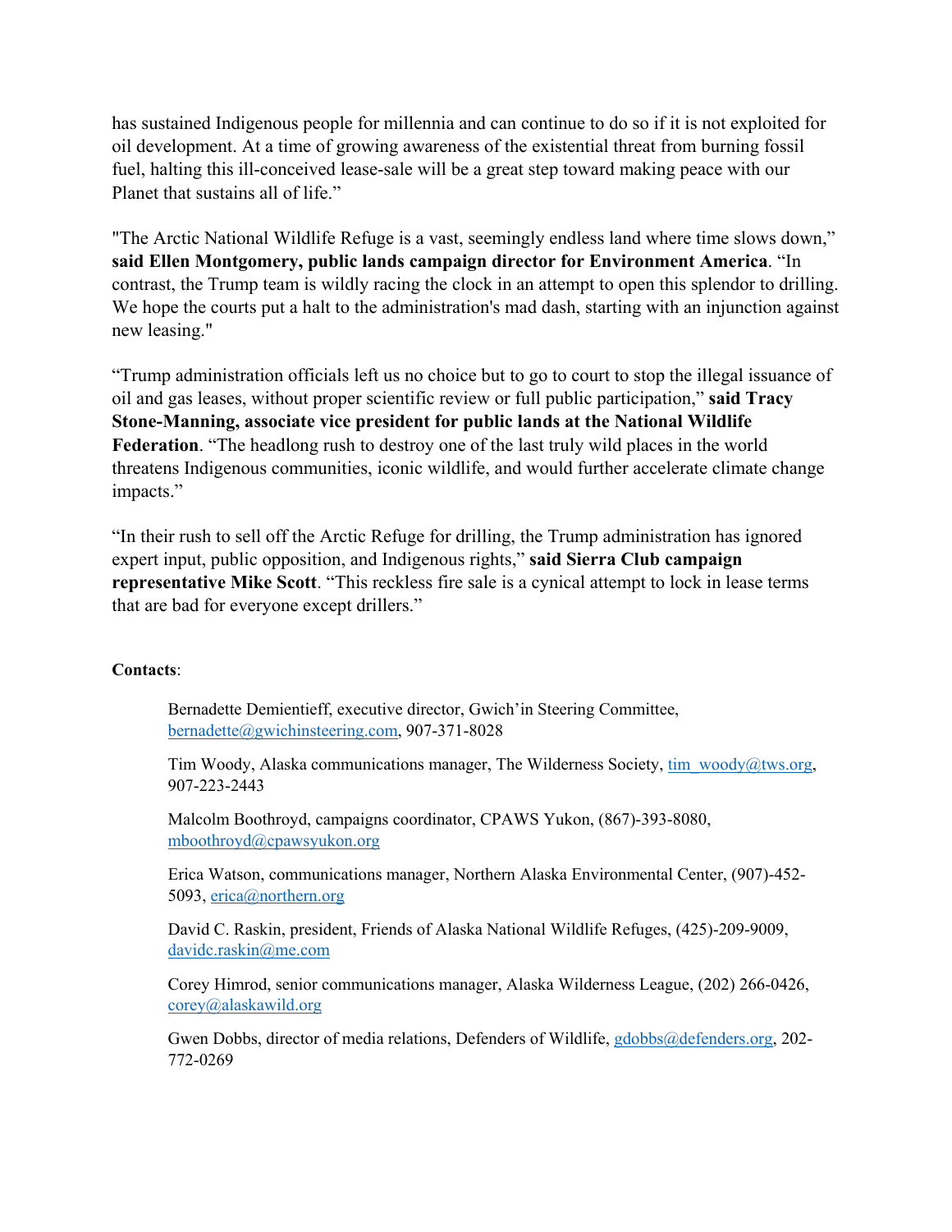has sustained Indigenous people for millennia and can continue to do so if it is not exploited for oil development. At a time of growing awareness of the existential threat from burning fossil fuel, halting this ill-conceived lease-sale will be a great step toward making peace with our Planet that sustains all of life."

"The Arctic National Wildlife Refuge is a vast, seemingly endless land where time slows down," **said Ellen Montgomery, public lands campaign director for Environment America**. "In contrast, the Trump team is wildly racing the clock in an attempt to open this splendor to drilling. We hope the courts put a halt to the administration's mad dash, starting with an injunction against new leasing."

"Trump administration officials left us no choice but to go to court to stop the illegal issuance of oil and gas leases, without proper scientific review or full public participation," **said Tracy Stone-Manning, associate vice president for public lands at the National Wildlife Federation**. "The headlong rush to destroy one of the last truly wild places in the world threatens Indigenous communities, iconic wildlife, and would further accelerate climate change impacts."

"In their rush to sell off the Arctic Refuge for drilling, the Trump administration has ignored expert input, public opposition, and Indigenous rights," **said Sierra Club campaign representative Mike Scott**. "This reckless fire sale is a cynical attempt to lock in lease terms that are bad for everyone except drillers."

**Contacts**:

Bernadette Demientieff, executive director, Gwich'in Steering Committee, bernadette@gwichinsteering.com, 907-371-8028

Tim Woody, Alaska communications manager, The Wilderness Society, tim_woody@tws.org, 907-223-2443

Malcolm Boothroyd, campaigns coordinator, CPAWS Yukon, (867)-393-8080, mboothroyd@cpawsyukon.org

Erica Watson, communications manager, Northern Alaska Environmental Center, (907)-452-5093, erica@northern.org

David C. Raskin, president, Friends of Alaska National Wildlife Refuges, (425)-209-9009, davidc.raskin@me.com

Corey Himrod, senior communications manager, Alaska Wilderness League, (202) 266-0426, corey@alaskawild.org

Gwen Dobbs, director of media relations, Defenders of Wildlife, gdobbs@defenders.org, 202-772-0269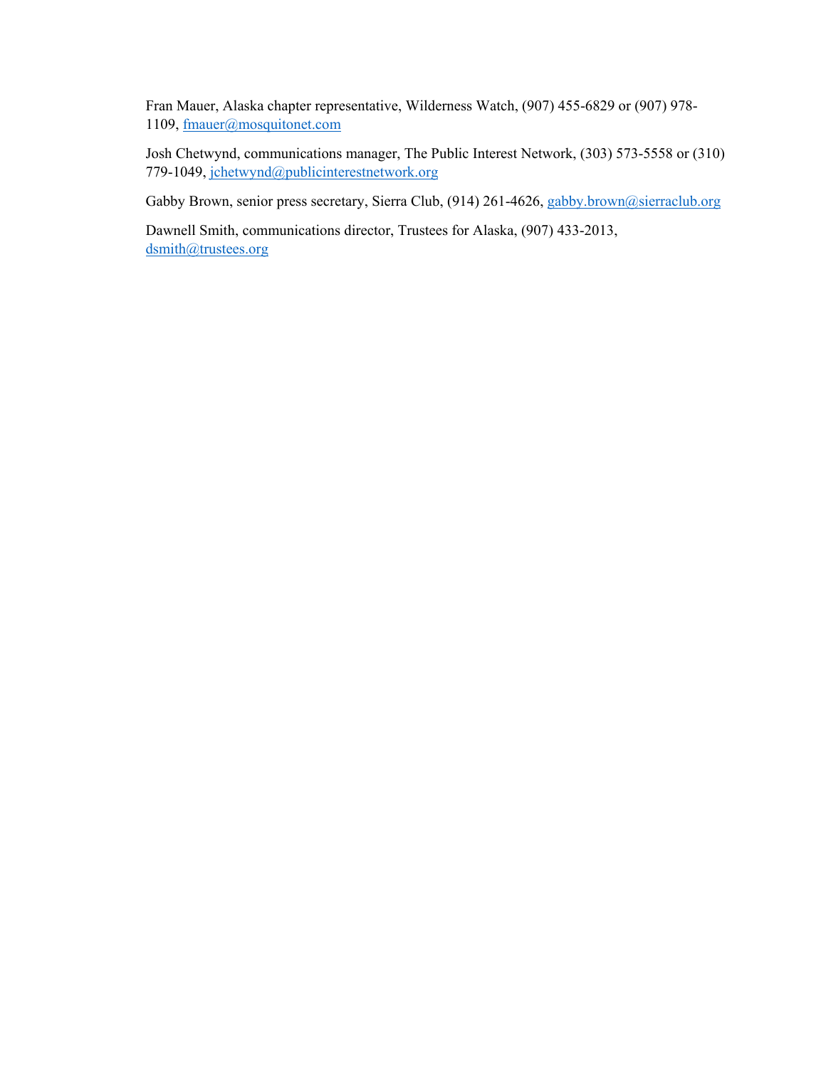Fran Mauer, Alaska chapter representative, Wilderness Watch, (907) 455-6829 or (907) 978-1109, fmauer@mosquitonet.com

Josh Chetwynd, communications manager, The Public Interest Network, (303) 573-5558 or (310) 779-1049, jchetwynd@publicinterestnetwork.org

Gabby Brown, senior press secretary, Sierra Club, (914) 261-4626, gabby.brown@sierraclub.org

Dawnell Smith, communications director, Trustees for Alaska, (907) 433-2013, dsmith@trustees.org